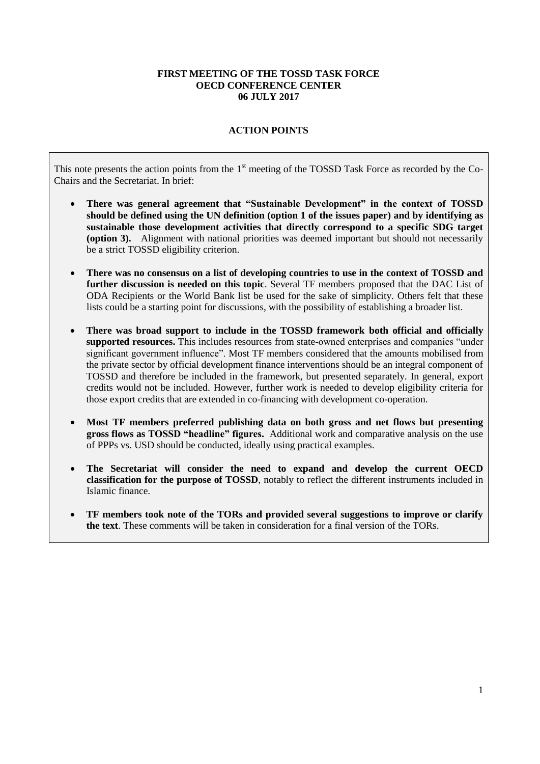**FIRST MEETING OF THE TOSSD TASK FORCE**
**OECD CONFERENCE CENTER**
**06 JULY 2017**

## ACTION POINTS

This note presents the action points from the 1st meeting of the TOSSD Task Force as recorded by the Co-Chairs and the Secretariat. In brief:

- **There was general agreement that "Sustainable Development" in the context of TOSSD should be defined using the UN definition (option 1 of the issues paper) and by identifying as sustainable those development activities that directly correspond to a specific SDG target (option 3).** Alignment with national priorities was deemed important but should not necessarily be a strict TOSSD eligibility criterion.

- **There was no consensus on a list of developing countries to use in the context of TOSSD and further discussion is needed on this topic**. Several TF members proposed that the DAC List of ODA Recipients or the World Bank list be used for the sake of simplicity. Others felt that these lists could be a starting point for discussions, with the possibility of establishing a broader list.

- **There was broad support to include in the TOSSD framework both official and officially supported resources.** This includes resources from state-owned enterprises and companies "under significant government influence". Most TF members considered that the amounts mobilised from the private sector by official development finance interventions should be an integral component of TOSSD and therefore be included in the framework, but presented separately. In general, export credits would not be included. However, further work is needed to develop eligibility criteria for those export credits that are extended in co-financing with development co-operation.

- **Most TF members preferred publishing data on both gross and net flows but presenting gross flows as TOSSD "headline" figures.** Additional work and comparative analysis on the use of PPPs vs. USD should be conducted, ideally using practical examples.

- **The Secretariat will consider the need to expand and develop the current OECD classification for the purpose of TOSSD**, notably to reflect the different instruments included in Islamic finance.

- **TF members took note of the TORs and provided several suggestions to improve or clarify the text**. These comments will be taken in consideration for a final version of the TORs.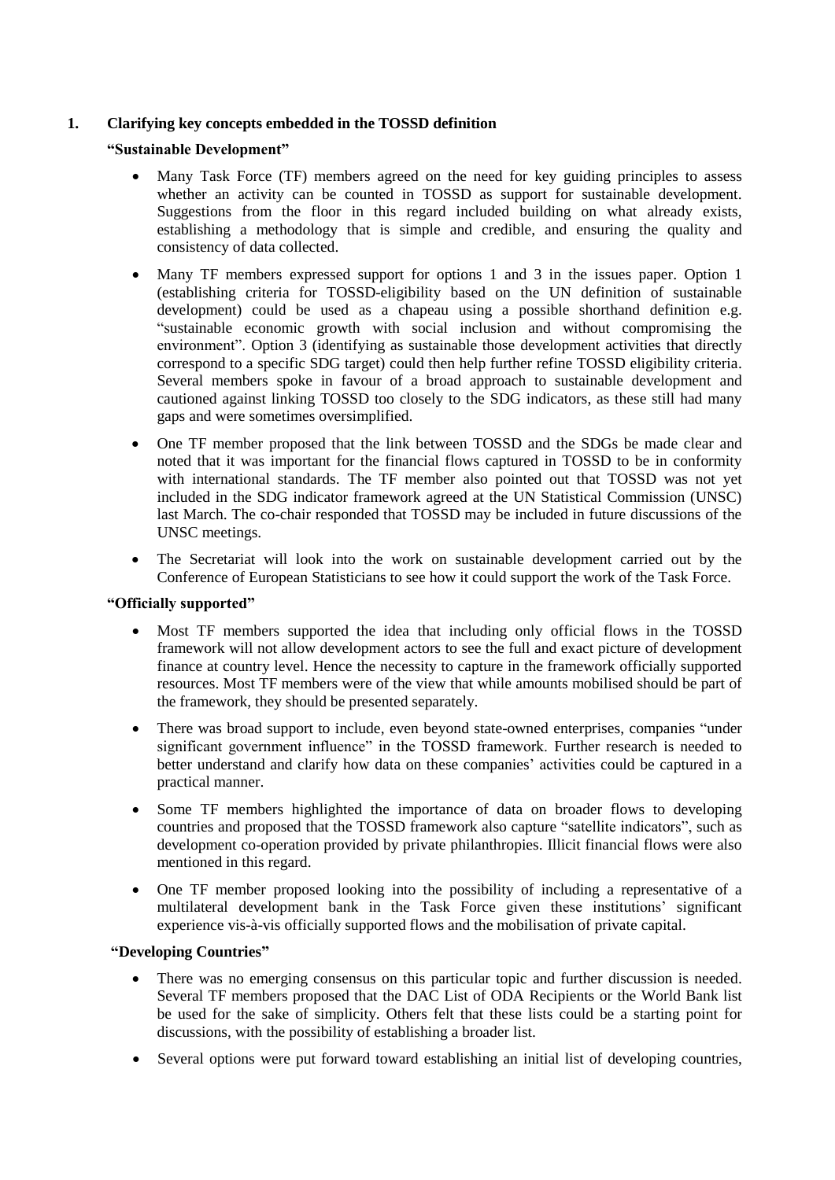## 1. Clarifying key concepts embedded in the TOSSD definition

### "Sustainable Development"

- Many Task Force (TF) members agreed on the need for key guiding principles to assess whether an activity can be counted in TOSSD as support for sustainable development. Suggestions from the floor in this regard included building on what already exists, establishing a methodology that is simple and credible, and ensuring the quality and consistency of data collected.
- Many TF members expressed support for options 1 and 3 in the issues paper. Option 1 (establishing criteria for TOSSD-eligibility based on the UN definition of sustainable development) could be used as a chapeau using a possible shorthand definition e.g. "sustainable economic growth with social inclusion and without compromising the environment". Option 3 (identifying as sustainable those development activities that directly correspond to a specific SDG target) could then help further refine TOSSD eligibility criteria. Several members spoke in favour of a broad approach to sustainable development and cautioned against linking TOSSD too closely to the SDG indicators, as these still had many gaps and were sometimes oversimplified.
- One TF member proposed that the link between TOSSD and the SDGs be made clear and noted that it was important for the financial flows captured in TOSSD to be in conformity with international standards. The TF member also pointed out that TOSSD was not yet included in the SDG indicator framework agreed at the UN Statistical Commission (UNSC) last March. The co-chair responded that TOSSD may be included in future discussions of the UNSC meetings.
- The Secretariat will look into the work on sustainable development carried out by the Conference of European Statisticians to see how it could support the work of the Task Force.

### "Officially supported"

- Most TF members supported the idea that including only official flows in the TOSSD framework will not allow development actors to see the full and exact picture of development finance at country level. Hence the necessity to capture in the framework officially supported resources. Most TF members were of the view that while amounts mobilised should be part of the framework, they should be presented separately.
- There was broad support to include, even beyond state-owned enterprises, companies "under significant government influence" in the TOSSD framework. Further research is needed to better understand and clarify how data on these companies' activities could be captured in a practical manner.
- Some TF members highlighted the importance of data on broader flows to developing countries and proposed that the TOSSD framework also capture "satellite indicators", such as development co-operation provided by private philanthropies. Illicit financial flows were also mentioned in this regard.
- One TF member proposed looking into the possibility of including a representative of a multilateral development bank in the Task Force given these institutions' significant experience vis-à-vis officially supported flows and the mobilisation of private capital.

### "Developing Countries"

- There was no emerging consensus on this particular topic and further discussion is needed. Several TF members proposed that the DAC List of ODA Recipients or the World Bank list be used for the sake of simplicity. Others felt that these lists could be a starting point for discussions, with the possibility of establishing a broader list.
- Several options were put forward toward establishing an initial list of developing countries,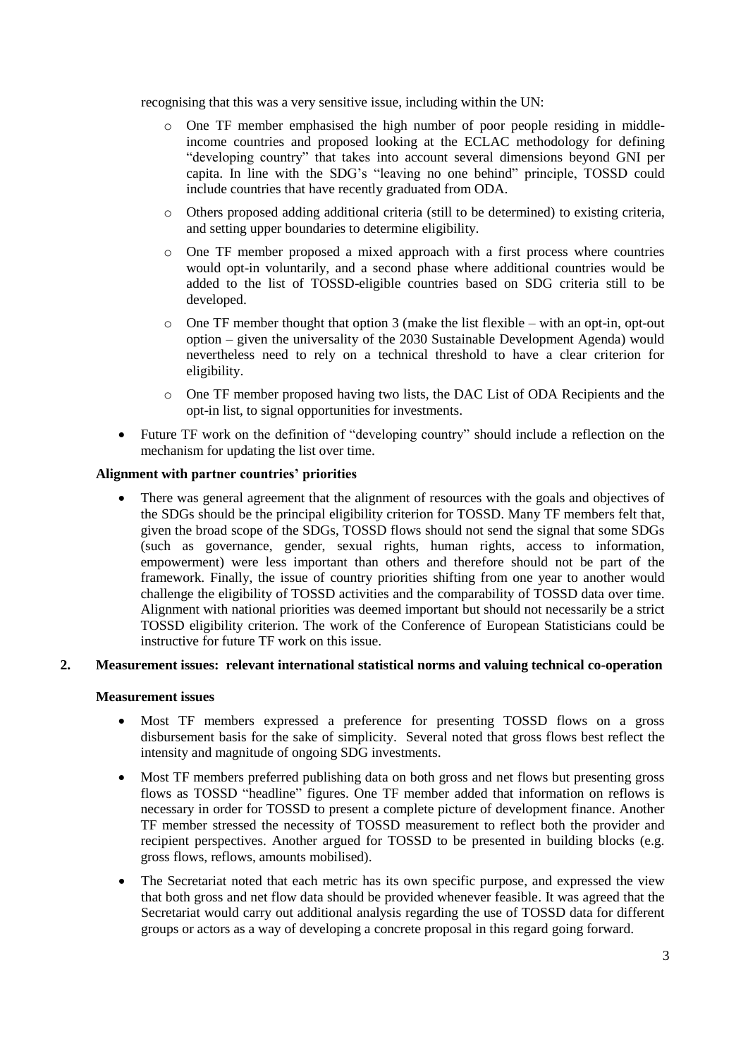recognising that this was a very sensitive issue, including within the UN:

- One TF member emphasised the high number of poor people residing in middle-income countries and proposed looking at the ECLAC methodology for defining "developing country" that takes into account several dimensions beyond GNI per capita. In line with the SDG's "leaving no one behind" principle, TOSSD could include countries that have recently graduated from ODA.
- Others proposed adding additional criteria (still to be determined) to existing criteria, and setting upper boundaries to determine eligibility.
- One TF member proposed a mixed approach with a first process where countries would opt-in voluntarily, and a second phase where additional countries would be added to the list of TOSSD-eligible countries based on SDG criteria still to be developed.
- One TF member thought that option 3 (make the list flexible – with an opt-in, opt-out option – given the universality of the 2030 Sustainable Development Agenda) would nevertheless need to rely on a technical threshold to have a clear criterion for eligibility.
- One TF member proposed having two lists, the DAC List of ODA Recipients and the opt-in list, to signal opportunities for investments.

- Future TF work on the definition of "developing country" should include a reflection on the mechanism for updating the list over time.

**Alignment with partner countries' priorities**

- There was general agreement that the alignment of resources with the goals and objectives of the SDGs should be the principal eligibility criterion for TOSSD. Many TF members felt that, given the broad scope of the SDGs, TOSSD flows should not send the signal that some SDGs (such as governance, gender, sexual rights, human rights, access to information, empowerment) were less important than others and therefore should not be part of the framework. Finally, the issue of country priorities shifting from one year to another would challenge the eligibility of TOSSD activities and the comparability of TOSSD data over time. Alignment with national priorities was deemed important but should not necessarily be a strict TOSSD eligibility criterion. The work of the Conference of European Statisticians could be instructive for future TF work on this issue.

## 2. Measurement issues: relevant international statistical norms and valuing technical co-operation

**Measurement issues**

- Most TF members expressed a preference for presenting TOSSD flows on a gross disbursement basis for the sake of simplicity. Several noted that gross flows best reflect the intensity and magnitude of ongoing SDG investments.
- Most TF members preferred publishing data on both gross and net flows but presenting gross flows as TOSSD "headline" figures. One TF member added that information on reflows is necessary in order for TOSSD to present a complete picture of development finance. Another TF member stressed the necessity of TOSSD measurement to reflect both the provider and recipient perspectives. Another argued for TOSSD to be presented in building blocks (e.g. gross flows, reflows, amounts mobilised).
- The Secretariat noted that each metric has its own specific purpose, and expressed the view that both gross and net flow data should be provided whenever feasible. It was agreed that the Secretariat would carry out additional analysis regarding the use of TOSSD data for different groups or actors as a way of developing a concrete proposal in this regard going forward.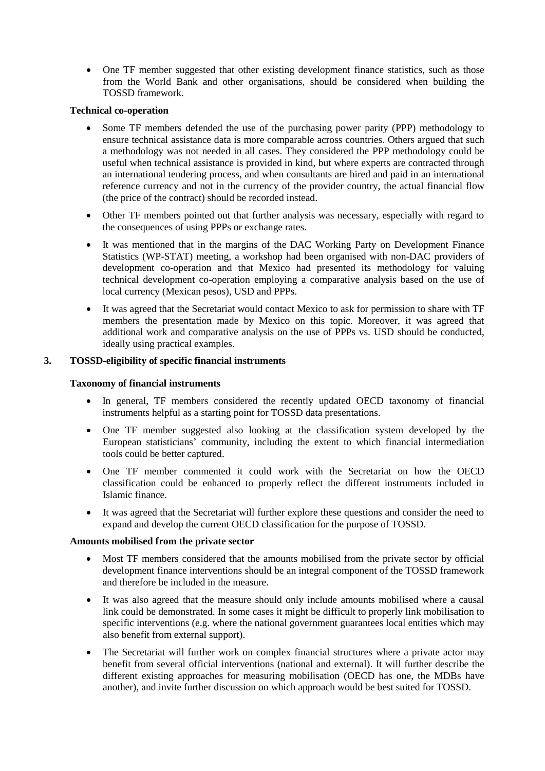- One TF member suggested that other existing development finance statistics, such as those from the World Bank and other organisations, should be considered when building the TOSSD framework.

**Technical co-operation**

- Some TF members defended the use of the purchasing power parity (PPP) methodology to ensure technical assistance data is more comparable across countries. Others argued that such a methodology was not needed in all cases. They considered the PPP methodology could be useful when technical assistance is provided in kind, but where experts are contracted through an international tendering process, and when consultants are hired and paid in an international reference currency and not in the currency of the provider country, the actual financial flow (the price of the contract) should be recorded instead.
- Other TF members pointed out that further analysis was necessary, especially with regard to the consequences of using PPPs or exchange rates.
- It was mentioned that in the margins of the DAC Working Party on Development Finance Statistics (WP-STAT) meeting, a workshop had been organised with non-DAC providers of development co-operation and that Mexico had presented its methodology for valuing technical development co-operation employing a comparative analysis based on the use of local currency (Mexican pesos), USD and PPPs.
- It was agreed that the Secretariat would contact Mexico to ask for permission to share with TF members the presentation made by Mexico on this topic. Moreover, it was agreed that additional work and comparative analysis on the use of PPPs vs. USD should be conducted, ideally using practical examples.

## 3. TOSSD-eligibility of specific financial instruments

**Taxonomy of financial instruments**

- In general, TF members considered the recently updated OECD taxonomy of financial instruments helpful as a starting point for TOSSD data presentations.
- One TF member suggested also looking at the classification system developed by the European statisticians' community, including the extent to which financial intermediation tools could be better captured.
- One TF member commented it could work with the Secretariat on how the OECD classification could be enhanced to properly reflect the different instruments included in Islamic finance.
- It was agreed that the Secretariat will further explore these questions and consider the need to expand and develop the current OECD classification for the purpose of TOSSD.

**Amounts mobilised from the private sector**

- Most TF members considered that the amounts mobilised from the private sector by official development finance interventions should be an integral component of the TOSSD framework and therefore be included in the measure.
- It was also agreed that the measure should only include amounts mobilised where a causal link could be demonstrated. In some cases it might be difficult to properly link mobilisation to specific interventions (e.g. where the national government guarantees local entities which may also benefit from external support).
- The Secretariat will further work on complex financial structures where a private actor may benefit from several official interventions (national and external). It will further describe the different existing approaches for measuring mobilisation (OECD has one, the MDBs have another), and invite further discussion on which approach would be best suited for TOSSD.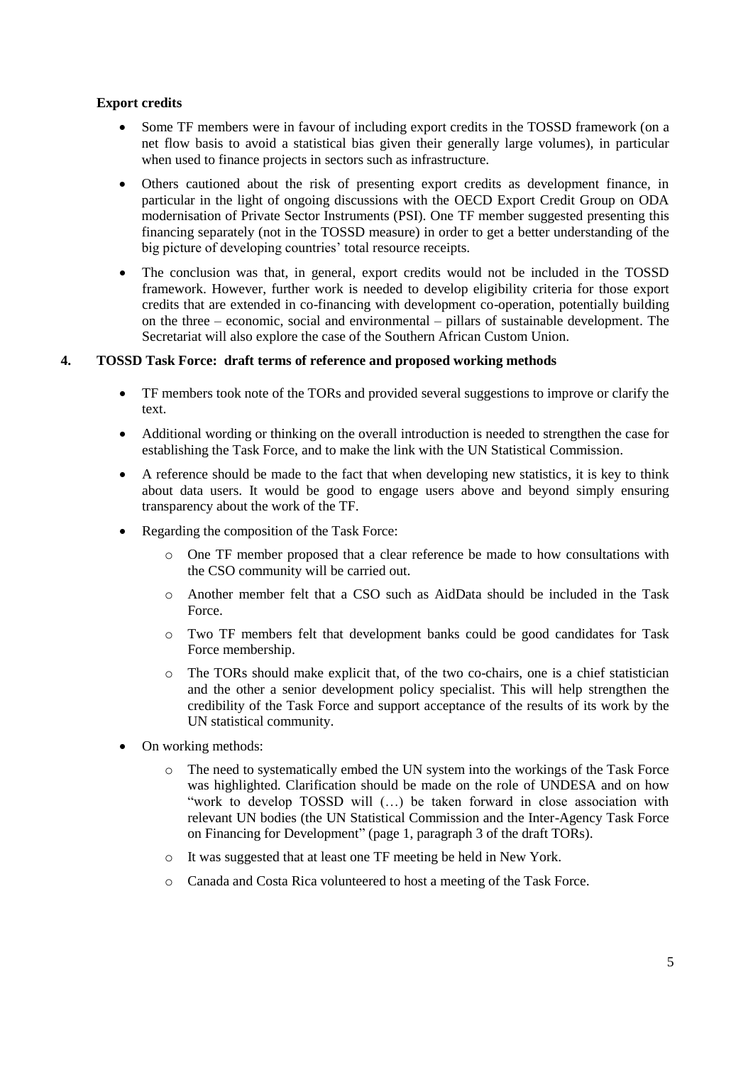**Export credits**

- Some TF members were in favour of including export credits in the TOSSD framework (on a net flow basis to avoid a statistical bias given their generally large volumes), in particular when used to finance projects in sectors such as infrastructure.
- Others cautioned about the risk of presenting export credits as development finance, in particular in the light of ongoing discussions with the OECD Export Credit Group on ODA modernisation of Private Sector Instruments (PSI). One TF member suggested presenting this financing separately (not in the TOSSD measure) in order to get a better understanding of the big picture of developing countries' total resource receipts.
- The conclusion was that, in general, export credits would not be included in the TOSSD framework. However, further work is needed to develop eligibility criteria for those export credits that are extended in co-financing with development co-operation, potentially building on the three – economic, social and environmental – pillars of sustainable development. The Secretariat will also explore the case of the Southern African Custom Union.

## 4. TOSSD Task Force: draft terms of reference and proposed working methods

- TF members took note of the TORs and provided several suggestions to improve or clarify the text.
- Additional wording or thinking on the overall introduction is needed to strengthen the case for establishing the Task Force, and to make the link with the UN Statistical Commission.
- A reference should be made to the fact that when developing new statistics, it is key to think about data users. It would be good to engage users above and beyond simply ensuring transparency about the work of the TF.
- Regarding the composition of the Task Force:
  - One TF member proposed that a clear reference be made to how consultations with the CSO community will be carried out.
  - Another member felt that a CSO such as AidData should be included in the Task Force.
  - Two TF members felt that development banks could be good candidates for Task Force membership.
  - The TORs should make explicit that, of the two co-chairs, one is a chief statistician and the other a senior development policy specialist. This will help strengthen the credibility of the Task Force and support acceptance of the results of its work by the UN statistical community.
- On working methods:
  - The need to systematically embed the UN system into the workings of the Task Force was highlighted. Clarification should be made on the role of UNDESA and on how "work to develop TOSSD will (…) be taken forward in close association with relevant UN bodies (the UN Statistical Commission and the Inter-Agency Task Force on Financing for Development" (page 1, paragraph 3 of the draft TORs).
  - It was suggested that at least one TF meeting be held in New York.
  - Canada and Costa Rica volunteered to host a meeting of the Task Force.